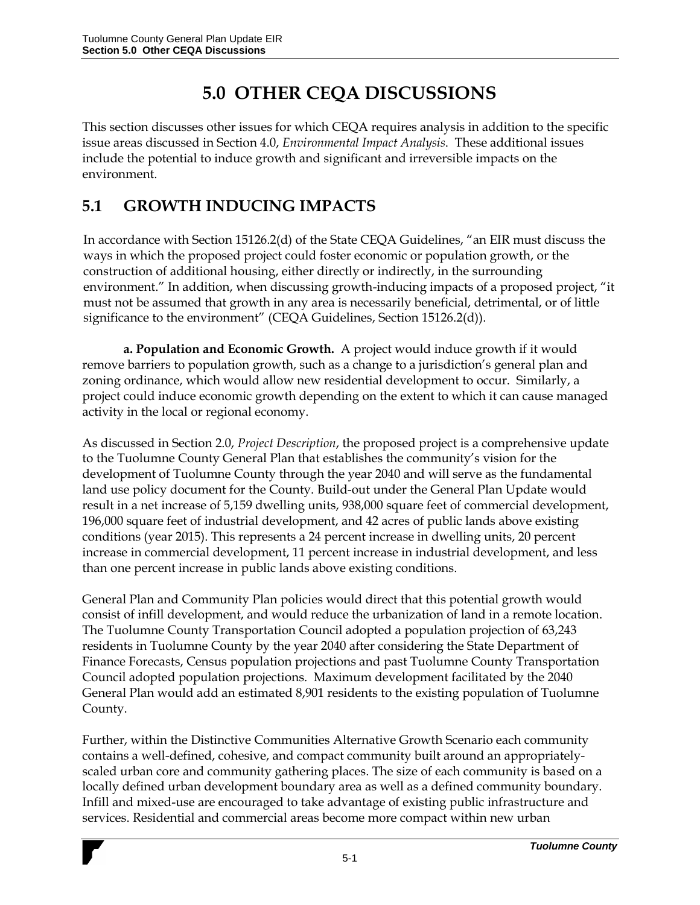# 5.0 OTHER CEQA DISCUSSIONS

This section discusses other issues for which CEQA requires analysis in addition to the specific issue areas discussed in Section 4.0, *Environmental Impact Analysis*. These additional issues include the potential to induce growth and significant and irreversible impacts on the environment.

## 5.1 GROWTH INDUCING IMPACTS

In accordance with Section 15126.2(d) of the State CEQA Guidelines, "an EIR must discuss the ways in which the proposed project could foster economic or population growth, or the construction of additional housing, either directly or indirectly, in the surrounding environment." In addition, when discussing growth-inducing impacts of a proposed project, "it must not be assumed that growth in any area is necessarily beneficial, detrimental, or of little significance to the environment" (CEQA Guidelines, Section 15126.2(d)).

**a. Population and Economic Growth.** A project would induce growth if it would remove barriers to population growth, such as a change to a jurisdiction's general plan and zoning ordinance, which would allow new residential development to occur. Similarly, a project could induce economic growth depending on the extent to which it can cause managed activity in the local or regional economy.

As discussed in Section 2.0, *Project Description*, the proposed project is a comprehensive update to the Tuolumne County General Plan that establishes the community's vision for the development of Tuolumne County through the year 2040 and will serve as the fundamental land use policy document for the County. Build-out under the General Plan Update would result in a net increase of 5,159 dwelling units, 938,000 square feet of commercial development, 196,000 square feet of industrial development, and 42 acres of public lands above existing conditions (year 2015). This represents a 24 percent increase in dwelling units, 20 percent increase in commercial development, 11 percent increase in industrial development, and less than one percent increase in public lands above existing conditions.

General Plan and Community Plan policies would direct that this potential growth would consist of infill development, and would reduce the urbanization of land in a remote location. The Tuolumne County Transportation Council adopted a population projection of 63,243 residents in Tuolumne County by the year 2040 after considering the State Department of Finance Forecasts, Census population projections and past Tuolumne County Transportation Council adopted population projections. Maximum development facilitated by the 2040 General Plan would add an estimated 8,901 residents to the existing population of Tuolumne County.

Further, within the Distinctive Communities Alternative Growth Scenario each community contains a well-defined, cohesive, and compact community built around an appropriately-scaled urban core and community gathering places. The size of each community is based on a locally defined urban development boundary area as well as a defined community boundary. Infill and mixed-use are encouraged to take advantage of existing public infrastructure and services. Residential and commercial areas become more compact within new urban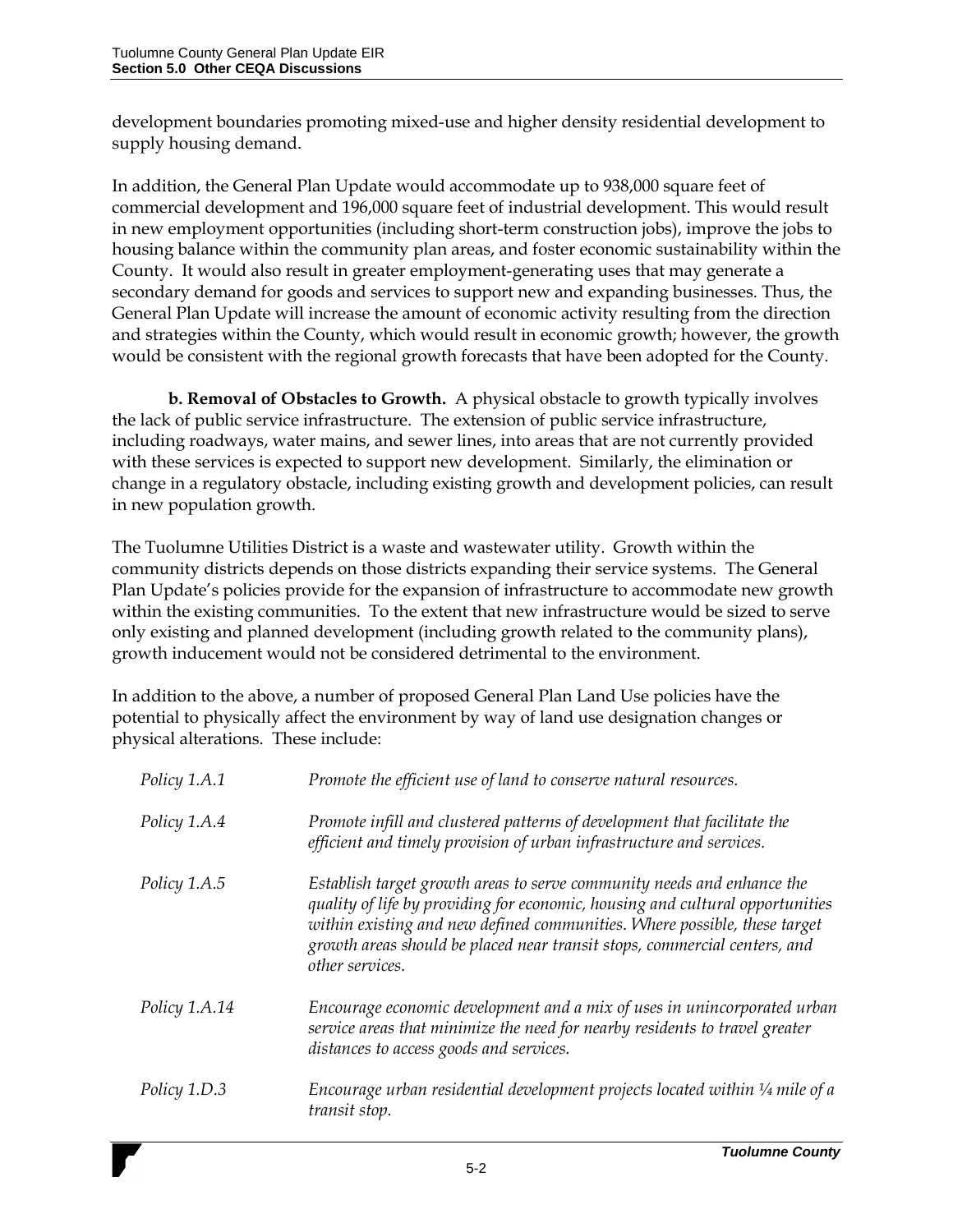development boundaries promoting mixed-use and higher density residential development to supply housing demand.

In addition, the General Plan Update would accommodate up to 938,000 square feet of commercial development and 196,000 square feet of industrial development. This would result in new employment opportunities (including short-term construction jobs), improve the jobs to housing balance within the community plan areas, and foster economic sustainability within the County. It would also result in greater employment-generating uses that may generate a secondary demand for goods and services to support new and expanding businesses. Thus, the General Plan Update will increase the amount of economic activity resulting from the direction and strategies within the County, which would result in economic growth; however, the growth would be consistent with the regional growth forecasts that have been adopted for the County.

**b. Removal of Obstacles to Growth.** A physical obstacle to growth typically involves the lack of public service infrastructure. The extension of public service infrastructure, including roadways, water mains, and sewer lines, into areas that are not currently provided with these services is expected to support new development. Similarly, the elimination or change in a regulatory obstacle, including existing growth and development policies, can result in new population growth.

The Tuolumne Utilities District is a waste and wastewater utility. Growth within the community districts depends on those districts expanding their service systems. The General Plan Update's policies provide for the expansion of infrastructure to accommodate new growth within the existing communities. To the extent that new infrastructure would be sized to serve only existing and planned development (including growth related to the community plans), growth inducement would not be considered detrimental to the environment.

In addition to the above, a number of proposed General Plan Land Use policies have the potential to physically affect the environment by way of land use designation changes or physical alterations. These include:

| | |
|---|---|
| *Policy 1.A.1* | *Promote the efficient use of land to conserve natural resources.* |
| *Policy 1.A.4* | *Promote infill and clustered patterns of development that facilitate the efficient and timely provision of urban infrastructure and services.* |
| *Policy 1.A.5* | *Establish target growth areas to serve community needs and enhance the quality of life by providing for economic, housing and cultural opportunities within existing and new defined communities. Where possible, these target growth areas should be placed near transit stops, commercial centers, and other services.* |
| *Policy 1.A.14* | *Encourage economic development and a mix of uses in unincorporated urban service areas that minimize the need for nearby residents to travel greater distances to access goods and services.* |
| *Policy 1.D.3* | *Encourage urban residential development projects located within ¼ mile of a transit stop.* |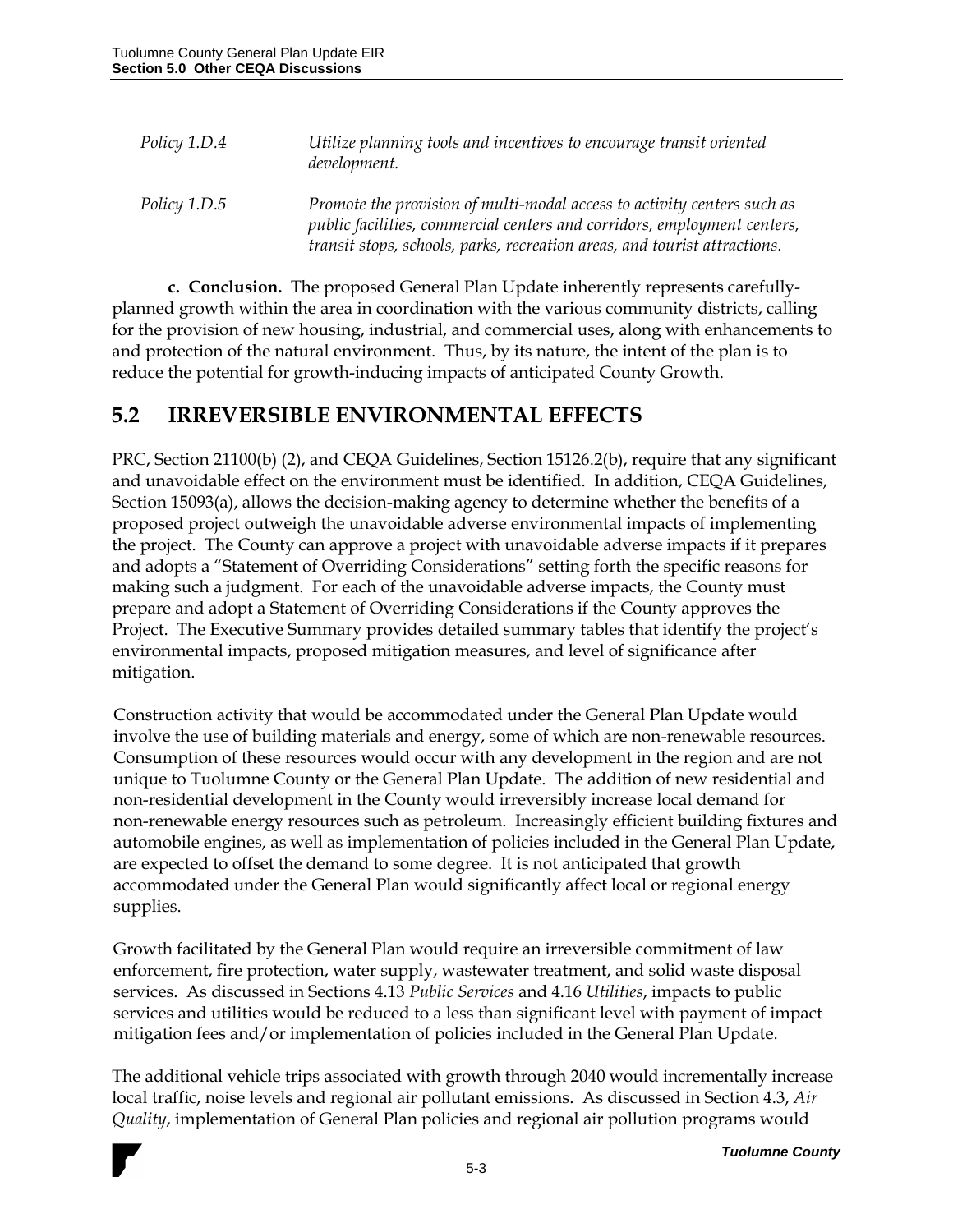| | |
|---|---|
| *Policy 1.D.4* | *Utilize planning tools and incentives to encourage transit oriented development.* |
| *Policy 1.D.5* | *Promote the provision of multi-modal access to activity centers such as public facilities, commercial centers and corridors, employment centers, transit stops, schools, parks, recreation areas, and tourist attractions.* |

**c. Conclusion.** The proposed General Plan Update inherently represents carefully-planned growth within the area in coordination with the various community districts, calling for the provision of new housing, industrial, and commercial uses, along with enhancements to and protection of the natural environment. Thus, by its nature, the intent of the plan is to reduce the potential for growth-inducing impacts of anticipated County Growth.

## 5.2 IRREVERSIBLE ENVIRONMENTAL EFFECTS

PRC, Section 21100(b) (2), and CEQA Guidelines, Section 15126.2(b), require that any significant and unavoidable effect on the environment must be identified. In addition, CEQA Guidelines, Section 15093(a), allows the decision-making agency to determine whether the benefits of a proposed project outweigh the unavoidable adverse environmental impacts of implementing the project. The County can approve a project with unavoidable adverse impacts if it prepares and adopts a "Statement of Overriding Considerations" setting forth the specific reasons for making such a judgment. For each of the unavoidable adverse impacts, the County must prepare and adopt a Statement of Overriding Considerations if the County approves the Project. The Executive Summary provides detailed summary tables that identify the project's environmental impacts, proposed mitigation measures, and level of significance after mitigation.

Construction activity that would be accommodated under the General Plan Update would involve the use of building materials and energy, some of which are non-renewable resources. Consumption of these resources would occur with any development in the region and are not unique to Tuolumne County or the General Plan Update. The addition of new residential and non-residential development in the County would irreversibly increase local demand for non-renewable energy resources such as petroleum. Increasingly efficient building fixtures and automobile engines, as well as implementation of policies included in the General Plan Update, are expected to offset the demand to some degree. It is not anticipated that growth accommodated under the General Plan would significantly affect local or regional energy supplies.

Growth facilitated by the General Plan would require an irreversible commitment of law enforcement, fire protection, water supply, wastewater treatment, and solid waste disposal services. As discussed in Sections 4.13 *Public Services* and 4.16 *Utilities*, impacts to public services and utilities would be reduced to a less than significant level with payment of impact mitigation fees and/or implementation of policies included in the General Plan Update.

The additional vehicle trips associated with growth through 2040 would incrementally increase local traffic, noise levels and regional air pollutant emissions. As discussed in Section 4.3, *Air Quality*, implementation of General Plan policies and regional air pollution programs would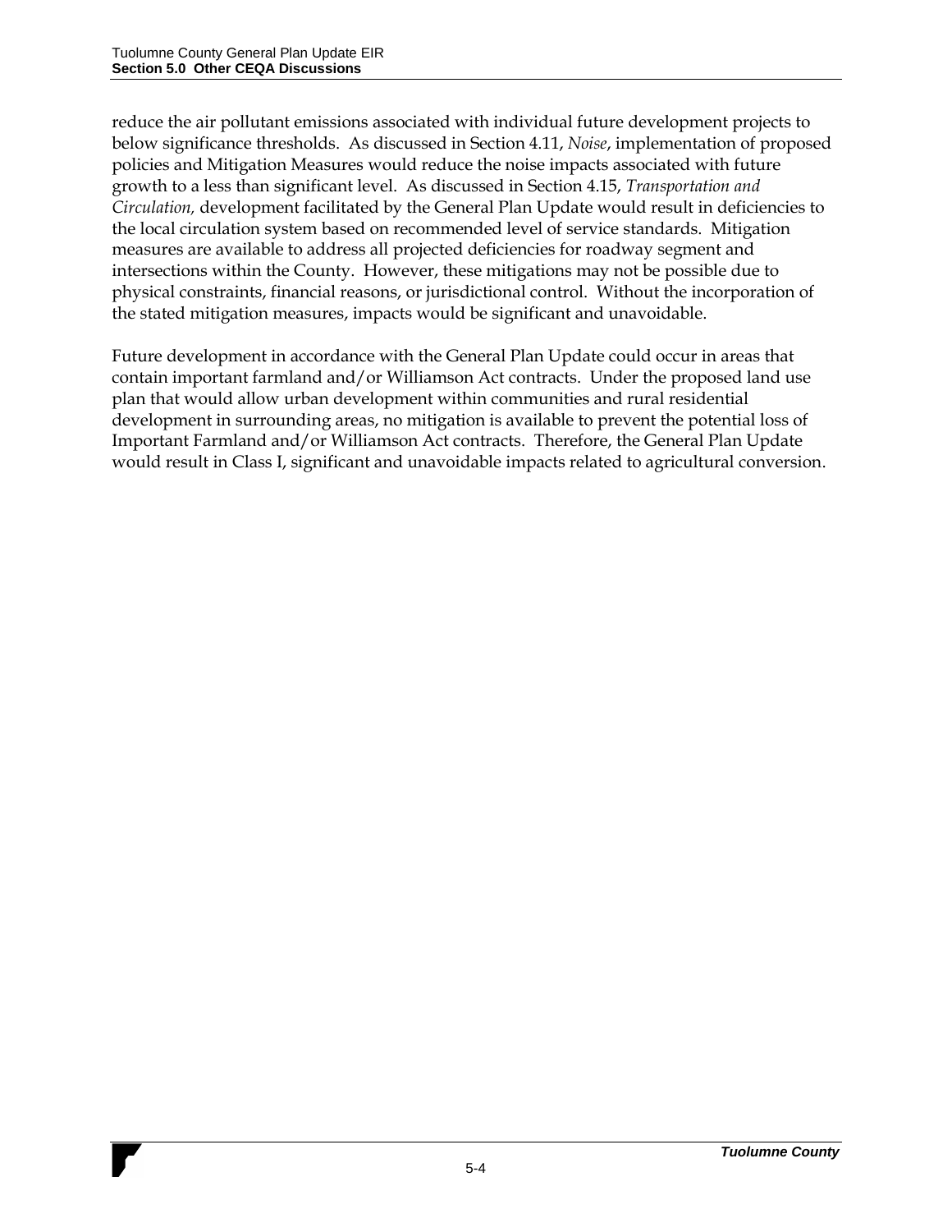reduce the air pollutant emissions associated with individual future development projects to below significance thresholds. As discussed in Section 4.11, *Noise*, implementation of proposed policies and Mitigation Measures would reduce the noise impacts associated with future growth to a less than significant level. As discussed in Section 4.15, *Transportation and Circulation,* development facilitated by the General Plan Update would result in deficiencies to the local circulation system based on recommended level of service standards. Mitigation measures are available to address all projected deficiencies for roadway segment and intersections within the County. However, these mitigations may not be possible due to physical constraints, financial reasons, or jurisdictional control. Without the incorporation of the stated mitigation measures, impacts would be significant and unavoidable.

Future development in accordance with the General Plan Update could occur in areas that contain important farmland and/or Williamson Act contracts. Under the proposed land use plan that would allow urban development within communities and rural residential development in surrounding areas, no mitigation is available to prevent the potential loss of Important Farmland and/or Williamson Act contracts. Therefore, the General Plan Update would result in Class I, significant and unavoidable impacts related to agricultural conversion.